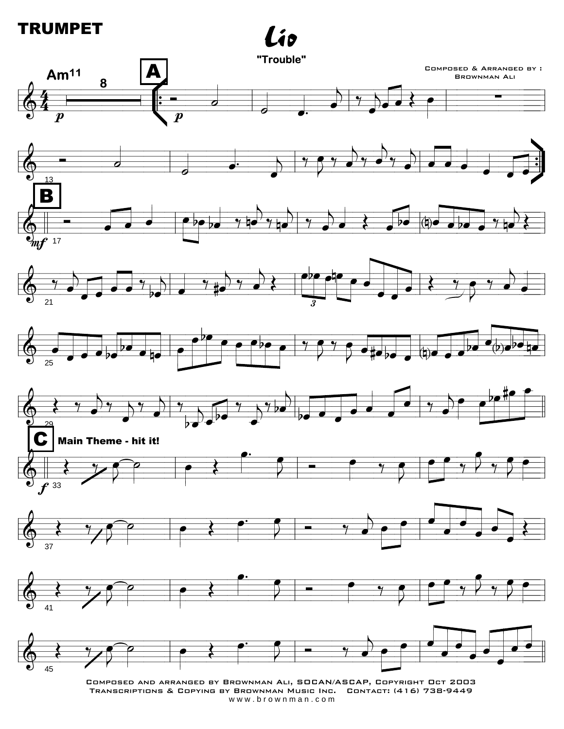# TRUMPET

# Lio

## "Trouble"

Composed & Arranged by : Brownman Ali

Am11

**A**

**B**

**C** Main Theme - hit it!

Composed and arranged by Brownman Ali, SOCAN/ASCAP, Copyright Oct 2003
Transcriptions & Copying by Brownman Music Inc. Contact: (416) 738-9449
www.brownman.com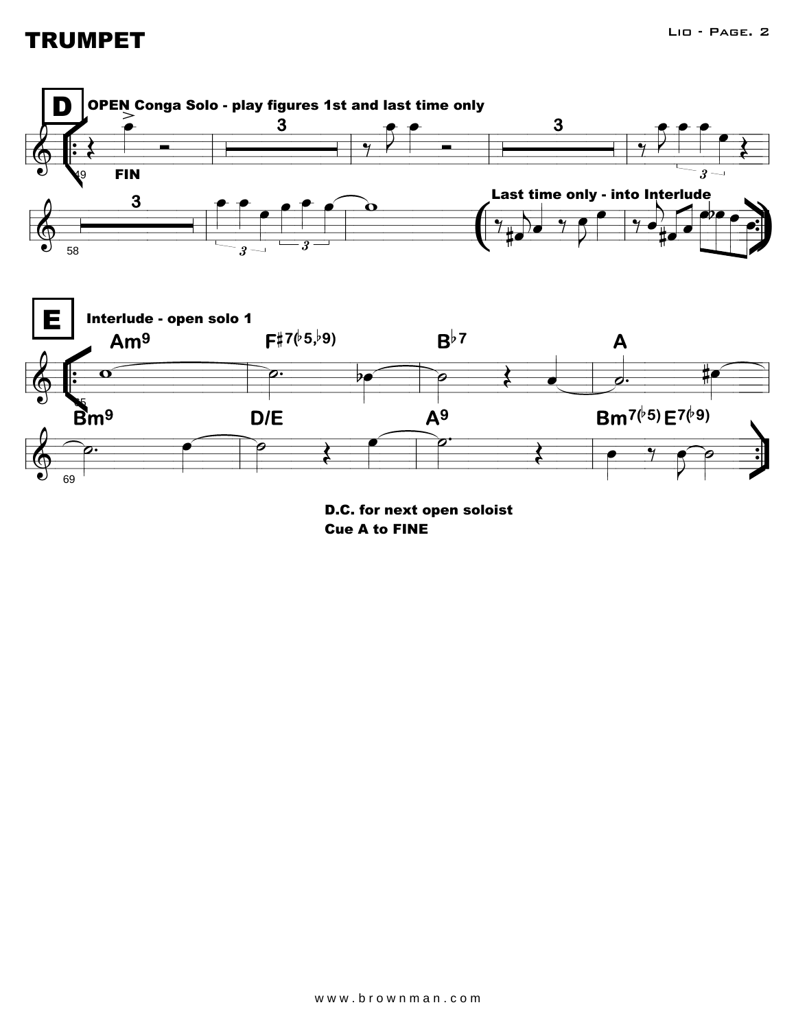# TRUMPET

**D** OPEN Conga Solo - play figures 1st and last time only

FIN

Last time only - into Interlude

**E** Interlude - open solo 1

Am9 F♯7(♭5,♭9) B♭7 A

Bm9 D/E A9 Bm7(♭5) E7(♭9)

**D.C. for next open soloist**
**Cue A to FINE**